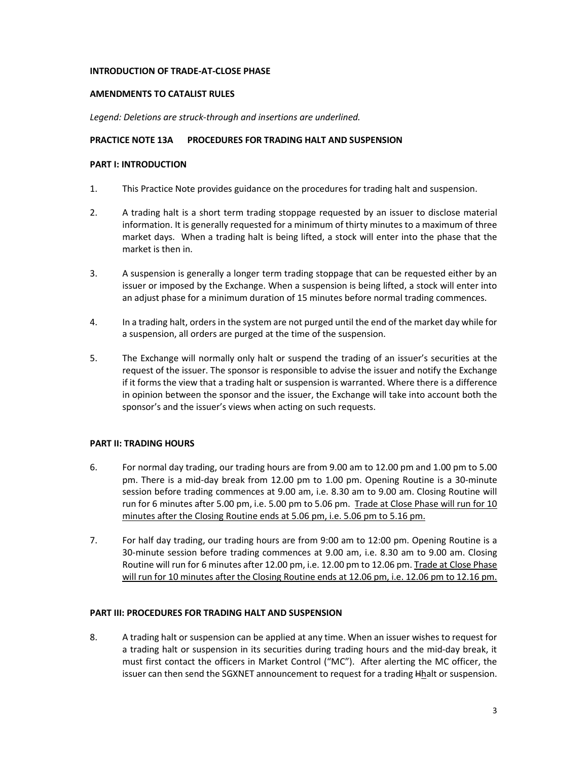**INTRODUCTION OF TRADE-AT-CLOSE PHASE**

**AMENDMENTS TO CATALIST RULES**

*Legend: Deletions are struck-through and insertions are underlined.*

## PRACTICE NOTE 13A PROCEDURES FOR TRADING HALT AND SUSPENSION

### PART I: INTRODUCTION

1. This Practice Note provides guidance on the procedures for trading halt and suspension.

2. A trading halt is a short term trading stoppage requested by an issuer to disclose material information. It is generally requested for a minimum of thirty minutes to a maximum of three market days. When a trading halt is being lifted, a stock will enter into the phase that the market is then in.

3. A suspension is generally a longer term trading stoppage that can be requested either by an issuer or imposed by the Exchange. When a suspension is being lifted, a stock will enter into an adjust phase for a minimum duration of 15 minutes before normal trading commences.

4. In a trading halt, orders in the system are not purged until the end of the market day while for a suspension, all orders are purged at the time of the suspension.

5. The Exchange will normally only halt or suspend the trading of an issuer's securities at the request of the issuer. The sponsor is responsible to advise the issuer and notify the Exchange if it forms the view that a trading halt or suspension is warranted. Where there is a difference in opinion between the sponsor and the issuer, the Exchange will take into account both the sponsor's and the issuer's views when acting on such requests.

### PART II: TRADING HOURS

6. For normal day trading, our trading hours are from 9.00 am to 12.00 pm and 1.00 pm to 5.00 pm. There is a mid-day break from 12.00 pm to 1.00 pm. Opening Routine is a 30-minute session before trading commences at 9.00 am, i.e. 8.30 am to 9.00 am. Closing Routine will run for 6 minutes after 5.00 pm, i.e. 5.00 pm to 5.06 pm. <u>Trade at Close Phase will run for 10 minutes after the Closing Routine ends at 5.06 pm, i.e. 5.06 pm to 5.16 pm.</u>

7. For half day trading, our trading hours are from 9:00 am to 12:00 pm. Opening Routine is a 30-minute session before trading commences at 9.00 am, i.e. 8.30 am to 9.00 am. Closing Routine will run for 6 minutes after 12.00 pm, i.e. 12.00 pm to 12.06 pm. <u>Trade at Close Phase will run for 10 minutes after the Closing Routine ends at 12.06 pm, i.e. 12.06 pm to 12.16 pm.</u>

### PART III: PROCEDURES FOR TRADING HALT AND SUSPENSION

8. A trading halt or suspension can be applied at any time. When an issuer wishes to request for a trading halt or suspension in its securities during trading hours and the mid-day break, it must first contact the officers in Market Control ("MC"). After alerting the MC officer, the issuer can then send the SGXNET announcement to request for a trading ~~H~~<u>h</u>alt or suspension.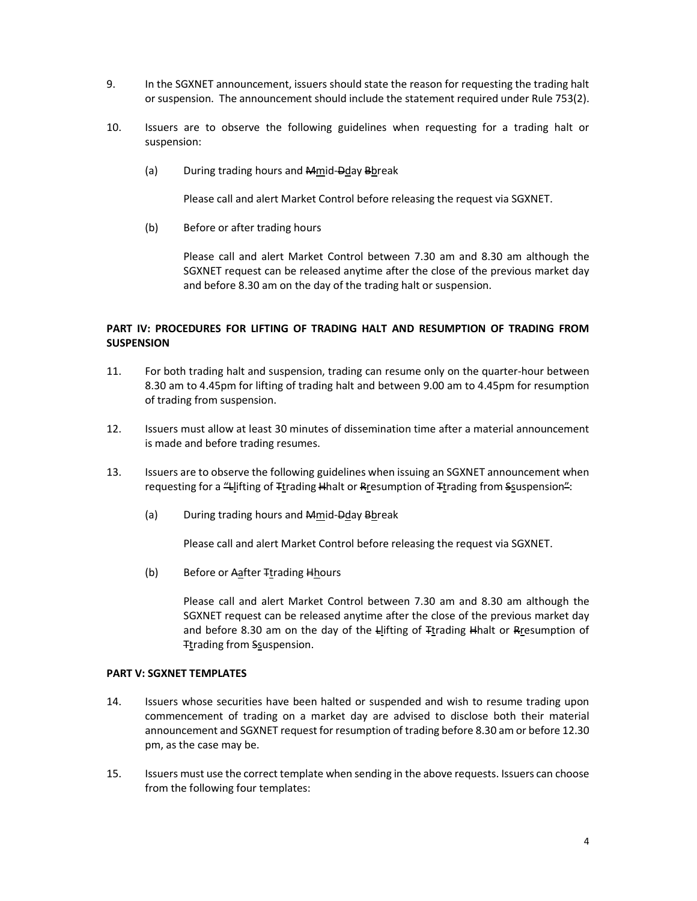9. In the SGXNET announcement, issuers should state the reason for requesting the trading halt or suspension. The announcement should include the statement required under Rule 753(2).

10. Issuers are to observe the following guidelines when requesting for a trading halt or suspension:

    (a) During trading hours and ~~M~~mid-~~D~~day ~~B~~break

    Please call and alert Market Control before releasing the request via SGXNET.

    (b) Before or after trading hours

    Please call and alert Market Control between 7.30 am and 8.30 am although the SGXNET request can be released anytime after the close of the previous market day and before 8.30 am on the day of the trading halt or suspension.

## PART IV: PROCEDURES FOR LIFTING OF TRADING HALT AND RESUMPTION OF TRADING FROM SUSPENSION

11. For both trading halt and suspension, trading can resume only on the quarter-hour between 8.30 am to 4.45pm for lifting of trading halt and between 9.00 am to 4.45pm for resumption of trading from suspension.

12. Issuers must allow at least 30 minutes of dissemination time after a material announcement is made and before trading resumes.

13. Issuers are to observe the following guidelines when issuing an SGXNET announcement when requesting for a ~~"L~~lifting of ~~T~~trading ~~H~~halt or ~~R~~resumption of ~~T~~trading from ~~S~~suspension~~"~~:

    (a) During trading hours and ~~M~~mid-~~D~~day ~~B~~break

    Please call and alert Market Control before releasing the request via SGXNET.

    (b) Before or ~~A~~after ~~T~~trading ~~H~~hours

    Please call and alert Market Control between 7.30 am and 8.30 am although the SGXNET request can be released anytime after the close of the previous market day and before 8.30 am on the day of the ~~L~~lifting of ~~T~~trading ~~H~~halt or ~~R~~resumption of ~~T~~trading from ~~S~~suspension.

## PART V: SGXNET TEMPLATES

14. Issuers whose securities have been halted or suspended and wish to resume trading upon commencement of trading on a market day are advised to disclose both their material announcement and SGXNET request for resumption of trading before 8.30 am or before 12.30 pm, as the case may be.

15. Issuers must use the correct template when sending in the above requests. Issuers can choose from the following four templates: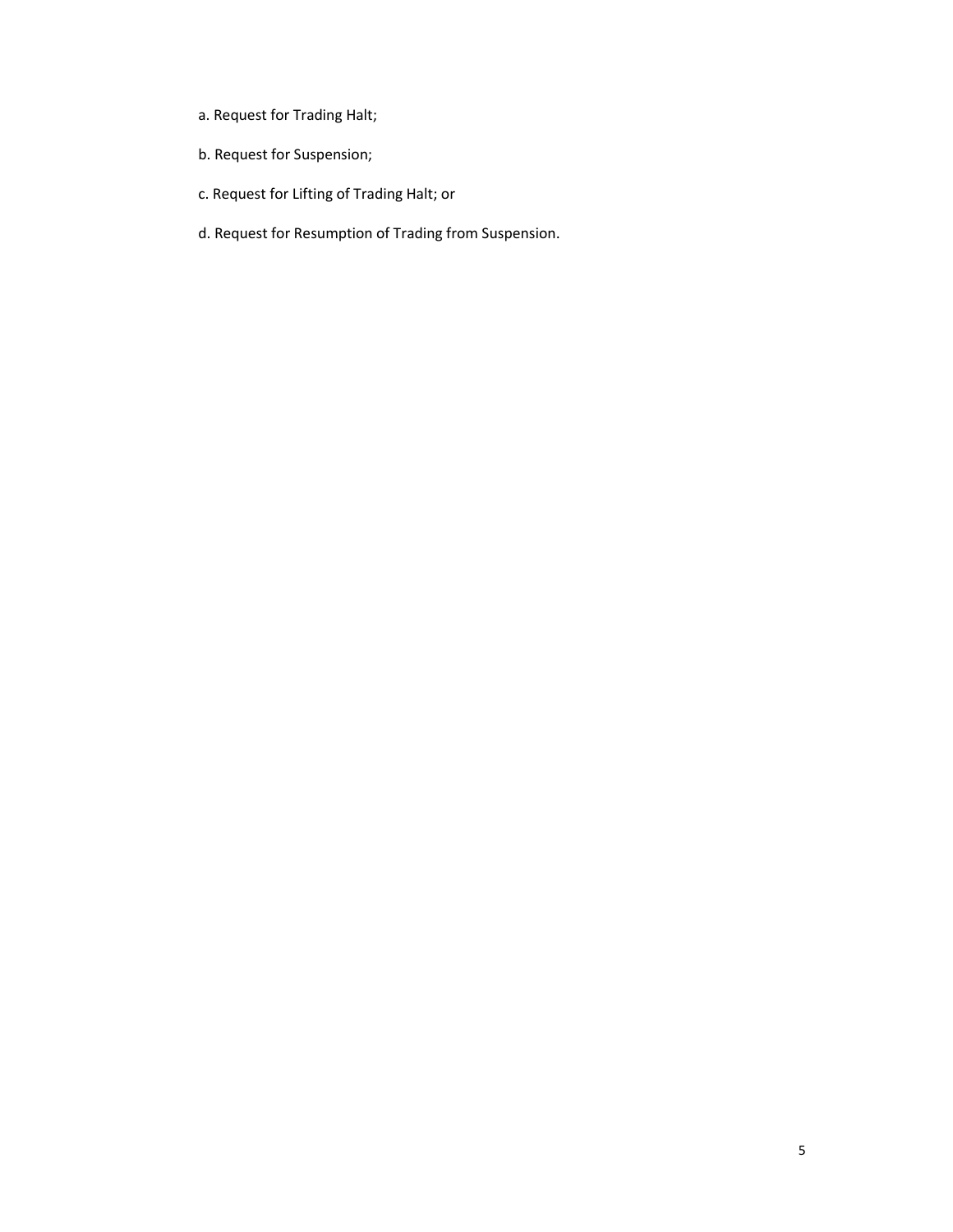a. Request for Trading Halt;

b. Request for Suspension;

c. Request for Lifting of Trading Halt; or

d. Request for Resumption of Trading from Suspension.